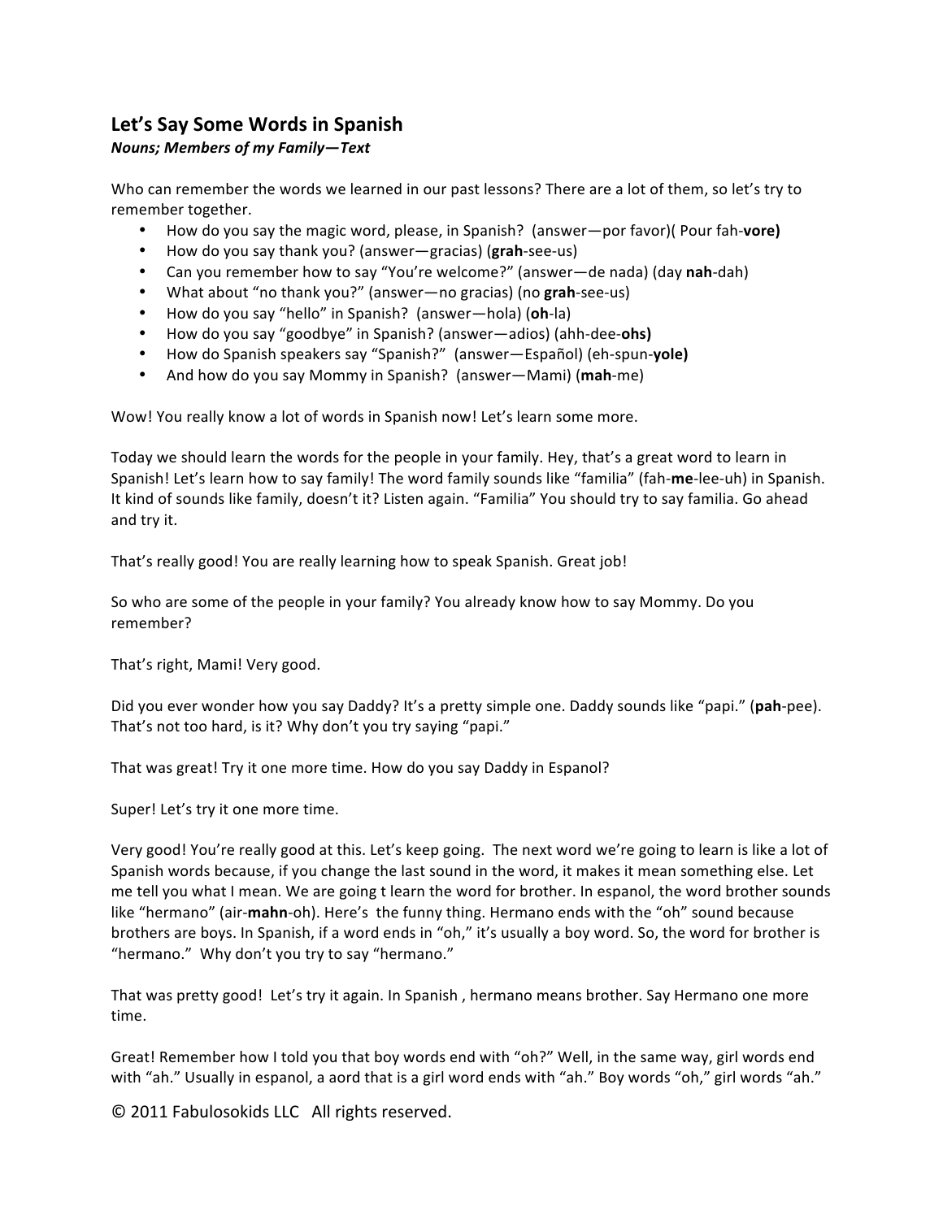## Let's Say Some Words in Spanish

***Nouns; Members of my Family—Text***

Who can remember the words we learned in our past lessons? There are a lot of them, so let's try to remember together.

- How do you say the magic word, please, in Spanish? (answer—por favor)( Pour fah-**vore)**
- How do you say thank you? (answer—gracias) (**grah**-see-us)
- Can you remember how to say "You're welcome?" (answer—de nada) (day **nah**-dah)
- What about "no thank you?" (answer—no gracias) (no **grah**-see-us)
- How do you say "hello" in Spanish? (answer—hola) (**oh**-la)
- How do you say "goodbye" in Spanish? (answer—adios) (ahh-dee-**ohs)**
- How do Spanish speakers say "Spanish?" (answer—Español) (eh-spun-**yole)**
- And how do you say Mommy in Spanish? (answer—Mami) (**mah**-me)

Wow! You really know a lot of words in Spanish now! Let's learn some more.

Today we should learn the words for the people in your family. Hey, that's a great word to learn in Spanish! Let's learn how to say family! The word family sounds like "familia" (fah-**me**-lee-uh) in Spanish. It kind of sounds like family, doesn't it? Listen again. "Familia" You should try to say familia. Go ahead and try it.

That's really good! You are really learning how to speak Spanish. Great job!

So who are some of the people in your family? You already know how to say Mommy. Do you remember?

That's right, Mami! Very good.

Did you ever wonder how you say Daddy? It's a pretty simple one. Daddy sounds like "papi." (**pah**-pee). That's not too hard, is it? Why don't you try saying "papi."

That was great! Try it one more time. How do you say Daddy in Espanol?

Super! Let's try it one more time.

Very good! You're really good at this. Let's keep going. The next word we're going to learn is like a lot of Spanish words because, if you change the last sound in the word, it makes it mean something else. Let me tell you what I mean. We are going t learn the word for brother. In espanol, the word brother sounds like "hermano" (air-**mahn**-oh). Here's the funny thing. Hermano ends with the "oh" sound because brothers are boys. In Spanish, if a word ends in "oh," it's usually a boy word. So, the word for brother is "hermano." Why don't you try to say "hermano."

That was pretty good! Let's try it again. In Spanish , hermano means brother. Say Hermano one more time.

Great! Remember how I told you that boy words end with "oh?" Well, in the same way, girl words end with "ah." Usually in espanol, a aord that is a girl word ends with "ah." Boy words "oh," girl words "ah."

© 2011 Fabulosokids LLC All rights reserved.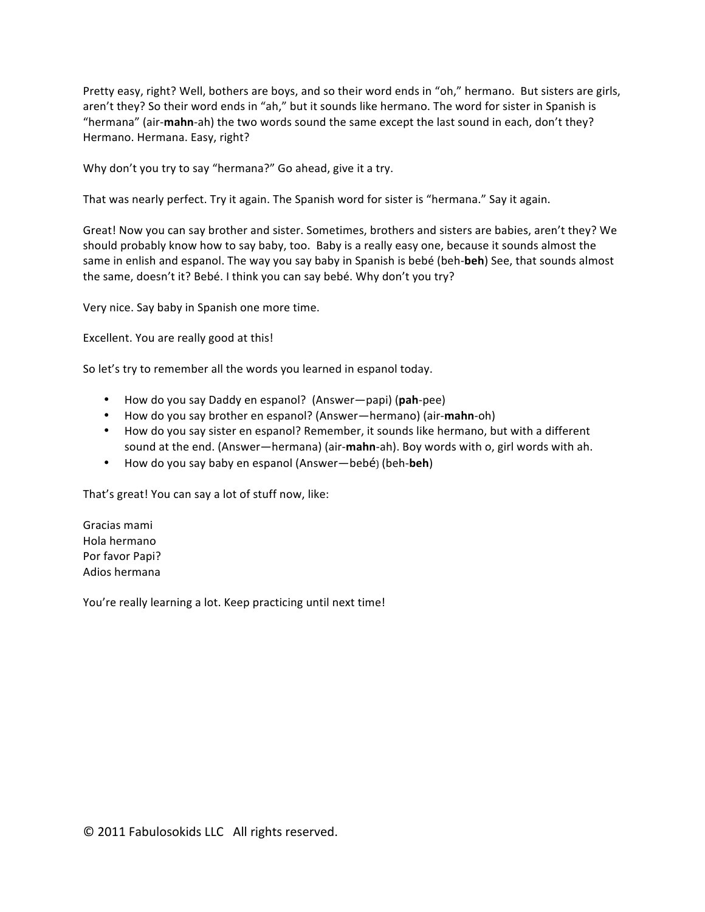Pretty easy, right? Well, bothers are boys, and so their word ends in "oh," hermano. But sisters are girls, aren't they? So their word ends in "ah," but it sounds like hermano. The word for sister in Spanish is "hermana" (air-**mahn**-ah) the two words sound the same except the last sound in each, don't they? Hermano. Hermana. Easy, right?

Why don't you try to say "hermana?" Go ahead, give it a try.

That was nearly perfect. Try it again. The Spanish word for sister is "hermana." Say it again.

Great! Now you can say brother and sister. Sometimes, brothers and sisters are babies, aren't they? We should probably know how to say baby, too. Baby is a really easy one, because it sounds almost the same in enlish and espanol. The way you say baby in Spanish is bebé (beh-**beh**) See, that sounds almost the same, doesn't it? Bebé. I think you can say bebé. Why don't you try?

Very nice. Say baby in Spanish one more time.

Excellent. You are really good at this!

So let's try to remember all the words you learned in espanol today.

- How do you say Daddy en espanol? (Answer—papi) (**pah**-pee)
- How do you say brother en espanol? (Answer—hermano) (air-**mahn**-oh)
- How do you say sister en espanol? Remember, it sounds like hermano, but with a different sound at the end. (Answer—hermana) (air-**mahn**-ah). Boy words with o, girl words with ah.
- How do you say baby en espanol (Answer—bebé) (beh-**beh**)

That's great! You can say a lot of stuff now, like:

Gracias mami
Hola hermano
Por favor Papi?
Adios hermana

You're really learning a lot. Keep practicing until next time!

© 2011 Fabulosokids LLC All rights reserved.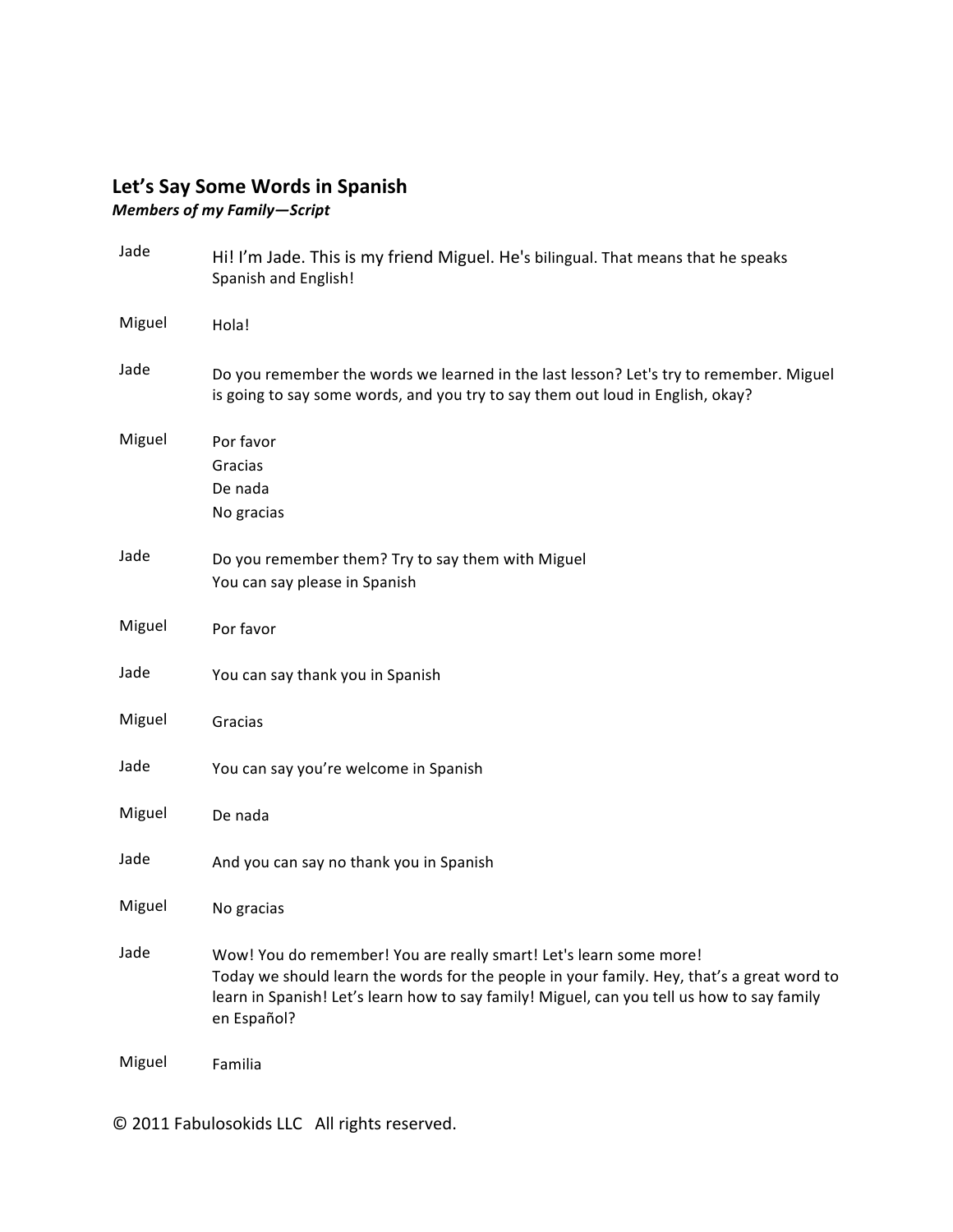## Let's Say Some Words in Spanish

***Members of my Family—Script***

| | |
|---|---|
| Jade | Hi! I'm Jade. This is my friend Miguel. He's bilingual. That means that he speaks Spanish and English! |
| Miguel | Hola! |
| Jade | Do you remember the words we learned in the last lesson? Let's try to remember. Miguel is going to say some words, and you try to say them out loud in English, okay? |
| Miguel | Por favor<br>Gracias<br>De nada<br>No gracias |
| Jade | Do you remember them? Try to say them with Miguel<br>You can say please in Spanish |
| Miguel | Por favor |
| Jade | You can say thank you in Spanish |
| Miguel | Gracias |
| Jade | You can say you're welcome in Spanish |
| Miguel | De nada |
| Jade | And you can say no thank you in Spanish |
| Miguel | No gracias |
| Jade | Wow! You do remember! You are really smart! Let's learn some more!<br>Today we should learn the words for the people in your family. Hey, that's a great word to learn in Spanish! Let's learn how to say family! Miguel, can you tell us how to say family en Español? |
| Miguel | Familia |

© 2011 Fabulosokids LLC All rights reserved.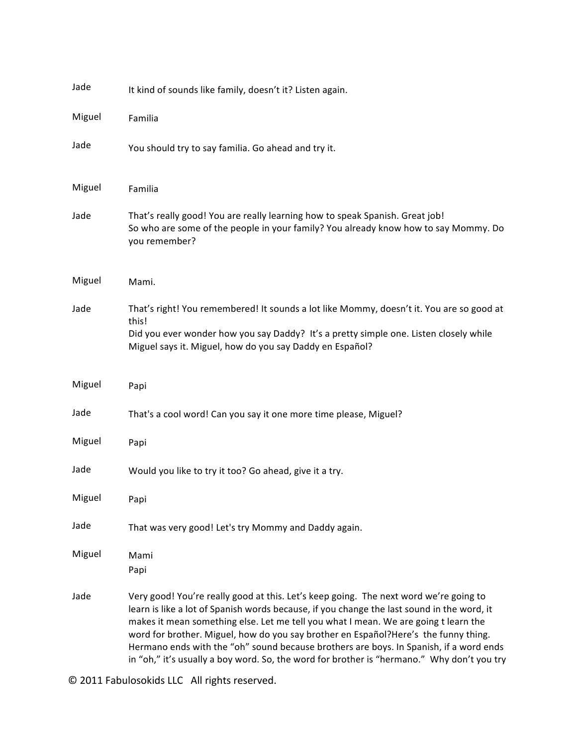| | |
|---|---|
| Jade | It kind of sounds like family, doesn't it? Listen again. |
| Miguel | Familia |
| Jade | You should try to say familia. Go ahead and try it. |
| Miguel | Familia |
| Jade | That's really good! You are really learning how to speak Spanish. Great job!<br>So who are some of the people in your family? You already know how to say Mommy. Do you remember? |
| Miguel | Mami. |
| Jade | That's right! You remembered! It sounds a lot like Mommy, doesn't it. You are so good at this!<br>Did you ever wonder how you say Daddy? It's a pretty simple one. Listen closely while Miguel says it. Miguel, how do you say Daddy en Español? |
| Miguel | Papi |
| Jade | That's a cool word! Can you say it one more time please, Miguel? |
| Miguel | Papi |
| Jade | Would you like to try it too? Go ahead, give it a try. |
| Miguel | Papi |
| Jade | That was very good! Let's try Mommy and Daddy again. |
| Miguel | Mami<br>Papi |
| Jade | Very good! You're really good at this. Let's keep going. The next word we're going to learn is like a lot of Spanish words because, if you change the last sound in the word, it makes it mean something else. Let me tell you what I mean. We are going t learn the word for brother. Miguel, how do you say brother en Español?Here's the funny thing. Hermano ends with the "oh" sound because brothers are boys. In Spanish, if a word ends in "oh," it's usually a boy word. So, the word for brother is "hermano." Why don't you try |

© 2011 Fabulosokids LLC All rights reserved.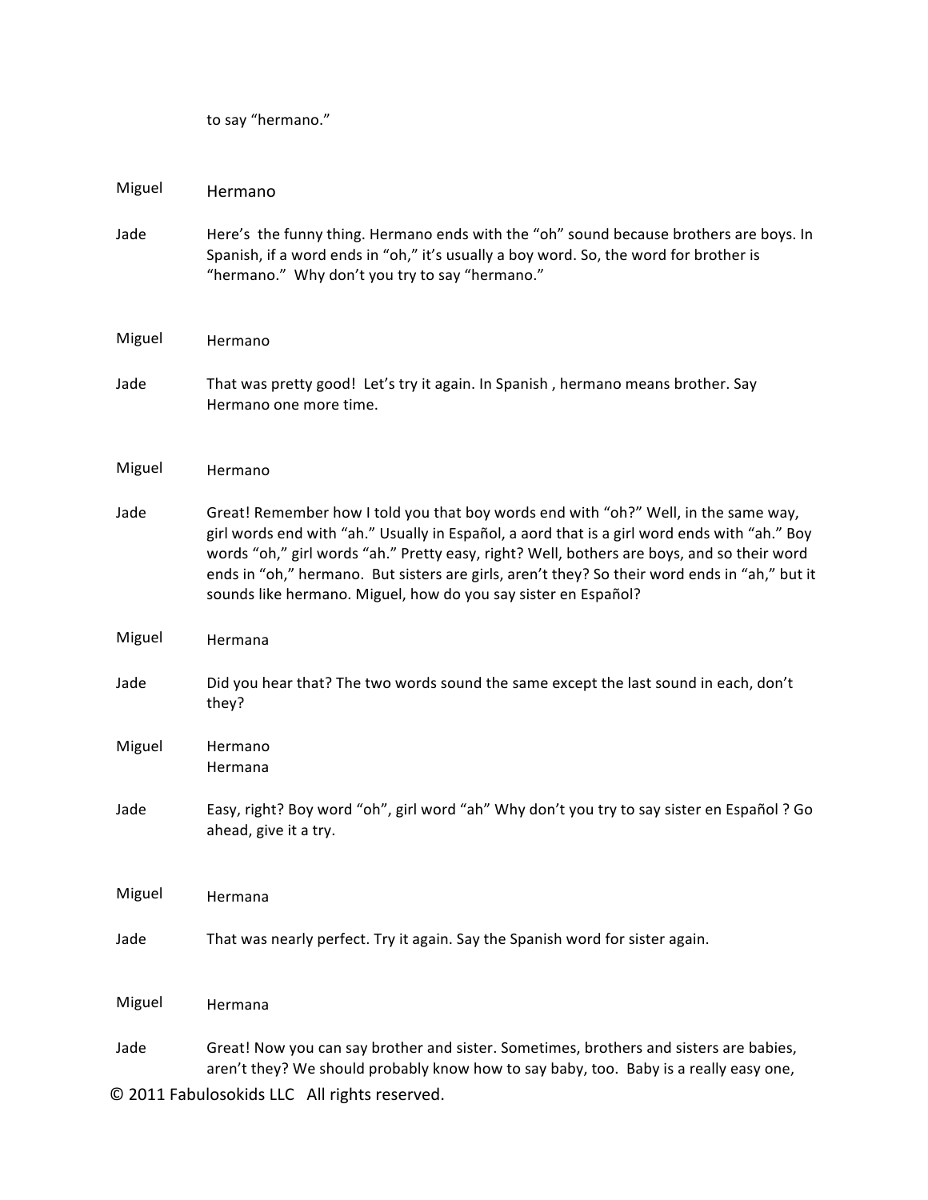to say "hermano."

| | |
|---|---|
| Miguel | Hermano |
| Jade | Here's the funny thing. Hermano ends with the "oh" sound because brothers are boys. In Spanish, if a word ends in "oh," it's usually a boy word. So, the word for brother is "hermano." Why don't you try to say "hermano." |
| Miguel | Hermano |
| Jade | That was pretty good! Let's try it again. In Spanish , hermano means brother. Say Hermano one more time. |
| Miguel | Hermano |
| Jade | Great! Remember how I told you that boy words end with "oh?" Well, in the same way, girl words end with "ah." Usually in Español, a aord that is a girl word ends with "ah." Boy words "oh," girl words "ah." Pretty easy, right? Well, bothers are boys, and so their word ends in "oh," hermano. But sisters are girls, aren't they? So their word ends in "ah," but it sounds like hermano. Miguel, how do you say sister en Español? |
| Miguel | Hermana |
| Jade | Did you hear that? The two words sound the same except the last sound in each, don't they? |
| Miguel | Hermano<br>Hermana |
| Jade | Easy, right? Boy word "oh", girl word "ah" Why don't you try to say sister en Español ? Go ahead, give it a try. |
| Miguel | Hermana |
| Jade | That was nearly perfect. Try it again. Say the Spanish word for sister again. |
| Miguel | Hermana |
| Jade | Great! Now you can say brother and sister. Sometimes, brothers and sisters are babies, aren't they? We should probably know how to say baby, too. Baby is a really easy one, |

© 2011 Fabulosokids LLC All rights reserved.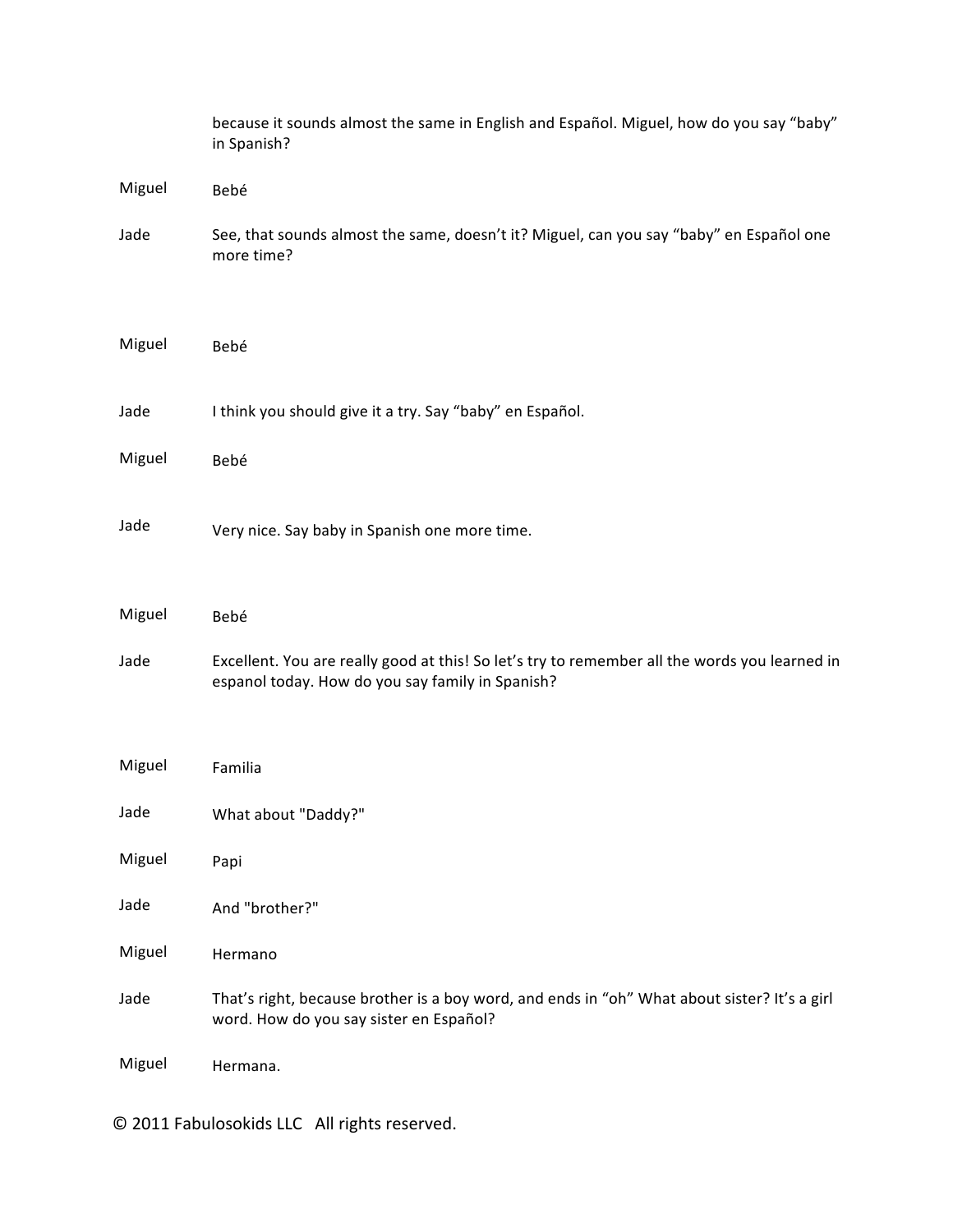because it sounds almost the same in English and Español. Miguel, how do you say “baby” in Spanish?

| | |
|---|---|
| Miguel | Bebé |
| Jade | See, that sounds almost the same, doesn’t it? Miguel, can you say “baby” en Español one more time? |
| Miguel | Bebé |
| Jade | I think you should give it a try. Say “baby” en Español. |
| Miguel | Bebé |
| Jade | Very nice. Say baby in Spanish one more time. |
| Miguel | Bebé |
| Jade | Excellent. You are really good at this! So let’s try to remember all the words you learned in espanol today. How do you say family in Spanish? |
| Miguel | Familia |
| Jade | What about "Daddy?" |
| Miguel | Papi |
| Jade | And "brother?" |
| Miguel | Hermano |
| Jade | That’s right, because brother is a boy word, and ends in “oh” What about sister? It’s a girl word. How do you say sister en Español? |
| Miguel | Hermana. |

© 2011 Fabulosokids LLC All rights reserved.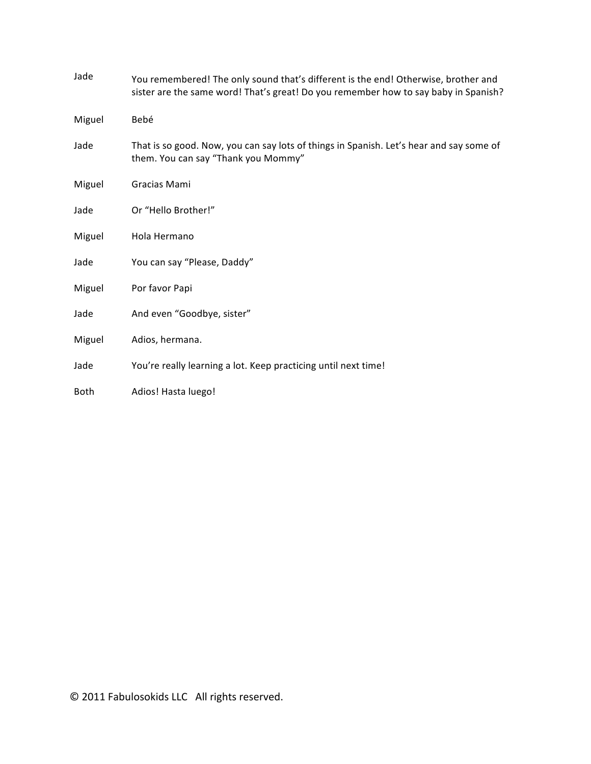| | |
|---|---|
| Jade | You remembered! The only sound that's different is the end! Otherwise, brother and sister are the same word! That's great! Do you remember how to say baby in Spanish? |
| Miguel | Bebé |
| Jade | That is so good. Now, you can say lots of things in Spanish. Let's hear and say some of them. You can say "Thank you Mommy" |
| Miguel | Gracias Mami |
| Jade | Or "Hello Brother!" |
| Miguel | Hola Hermano |
| Jade | You can say "Please, Daddy" |
| Miguel | Por favor Papi |
| Jade | And even "Goodbye, sister" |
| Miguel | Adios, hermana. |
| Jade | You're really learning a lot. Keep practicing until next time! |
| Both | Adios! Hasta luego! |

© 2011 Fabulosokids LLC All rights reserved.